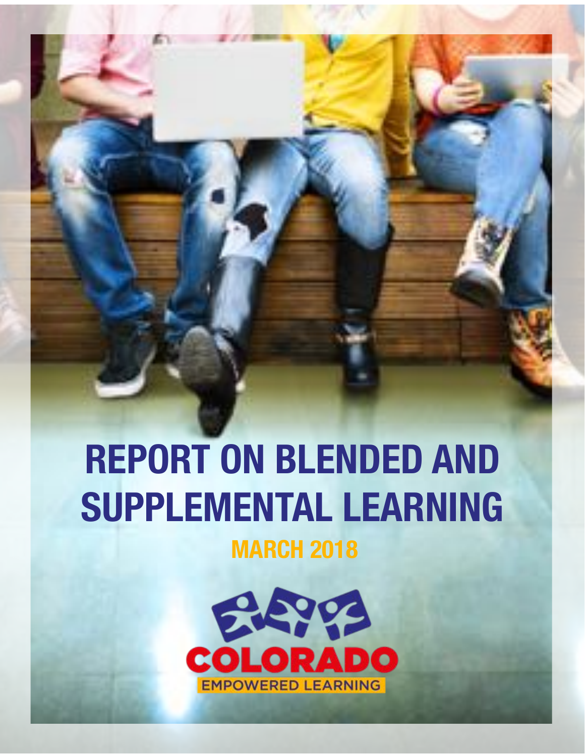# REPORT ON BLENDED AND SUPPLEMENTAL LEARNING

## MARCH 2018

COLORADO

EMPOWERED LEARNING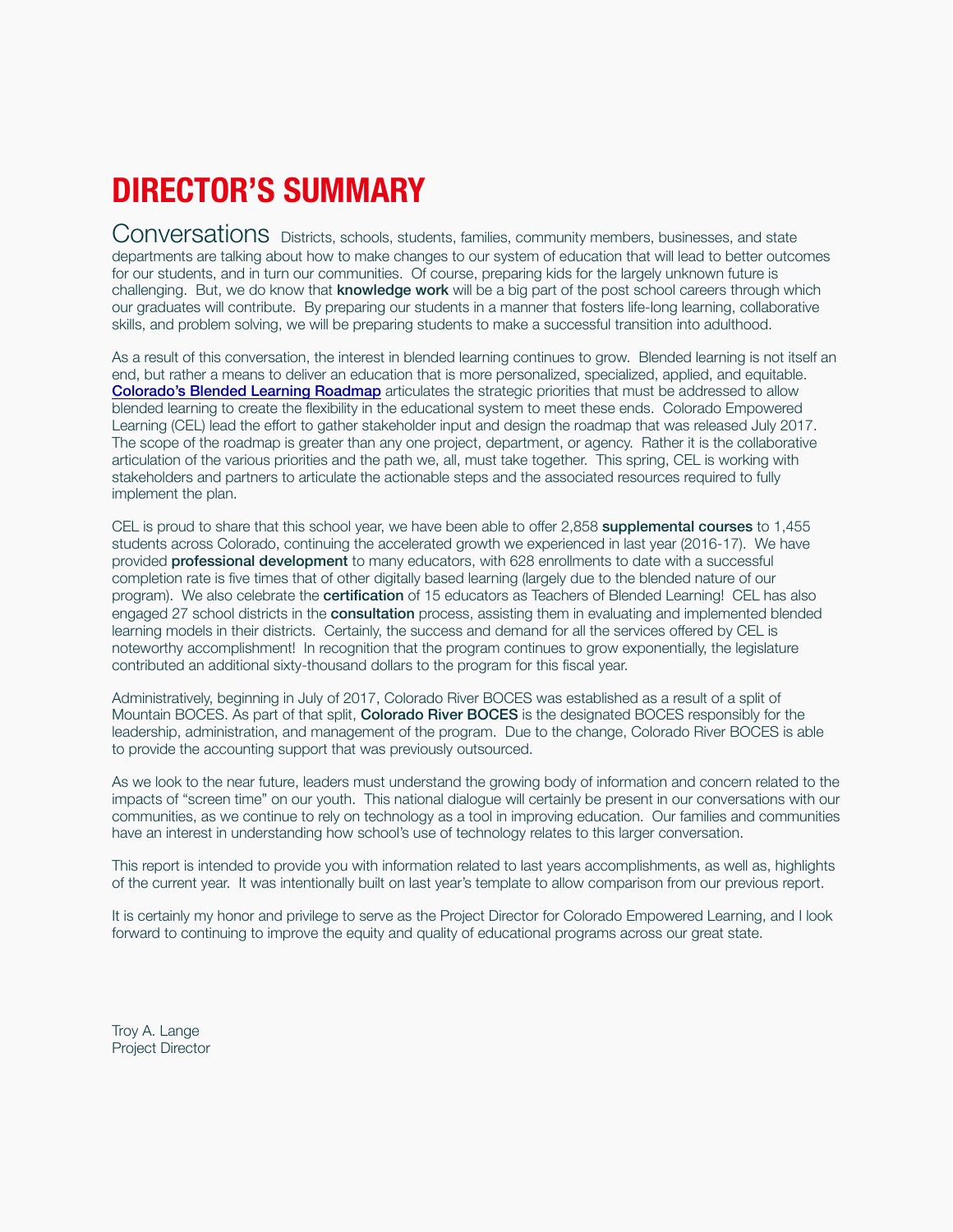# DIRECTOR'S SUMMARY

Conversations Districts, schools, students, families, community members, businesses, and state departments are talking about how to make changes to our system of education that will lead to better outcomes for our students, and in turn our communities. Of course, preparing kids for the largely unknown future is challenging. But, we do know that **knowledge work** will be a big part of the post school careers through which our graduates will contribute. By preparing our students in a manner that fosters life-long learning, collaborative skills, and problem solving, we will be preparing students to make a successful transition into adulthood.

As a result of this conversation, the interest in blended learning continues to grow. Blended learning is not itself an end, but rather a means to deliver an education that is more personalized, specialized, applied, and equitable. **Colorado's Blended Learning Roadmap** articulates the strategic priorities that must be addressed to allow blended learning to create the flexibility in the educational system to meet these ends. Colorado Empowered Learning (CEL) lead the effort to gather stakeholder input and design the roadmap that was released July 2017. The scope of the roadmap is greater than any one project, department, or agency. Rather it is the collaborative articulation of the various priorities and the path we, all, must take together. This spring, CEL is working with stakeholders and partners to articulate the actionable steps and the associated resources required to fully implement the plan.

CEL is proud to share that this school year, we have been able to offer 2,858 **supplemental courses** to 1,455 students across Colorado, continuing the accelerated growth we experienced in last year (2016-17). We have provided **professional development** to many educators, with 628 enrollments to date with a successful completion rate is five times that of other digitally based learning (largely due to the blended nature of our program). We also celebrate the **certification** of 15 educators as Teachers of Blended Learning! CEL has also engaged 27 school districts in the **consultation** process, assisting them in evaluating and implemented blended learning models in their districts. Certainly, the success and demand for all the services offered by CEL is noteworthy accomplishment! In recognition that the program continues to grow exponentially, the legislature contributed an additional sixty-thousand dollars to the program for this fiscal year.

Administratively, beginning in July of 2017, Colorado River BOCES was established as a result of a split of Mountain BOCES. As part of that split, **Colorado River BOCES** is the designated BOCES responsibly for the leadership, administration, and management of the program. Due to the change, Colorado River BOCES is able to provide the accounting support that was previously outsourced.

As we look to the near future, leaders must understand the growing body of information and concern related to the impacts of "screen time" on our youth. This national dialogue will certainly be present in our conversations with our communities, as we continue to rely on technology as a tool in improving education. Our families and communities have an interest in understanding how school's use of technology relates to this larger conversation.

This report is intended to provide you with information related to last years accomplishments, as well as, highlights of the current year. It was intentionally built on last year's template to allow comparison from our previous report.

It is certainly my honor and privilege to serve as the Project Director for Colorado Empowered Learning, and I look forward to continuing to improve the equity and quality of educational programs across our great state.

Troy A. Lange
Project Director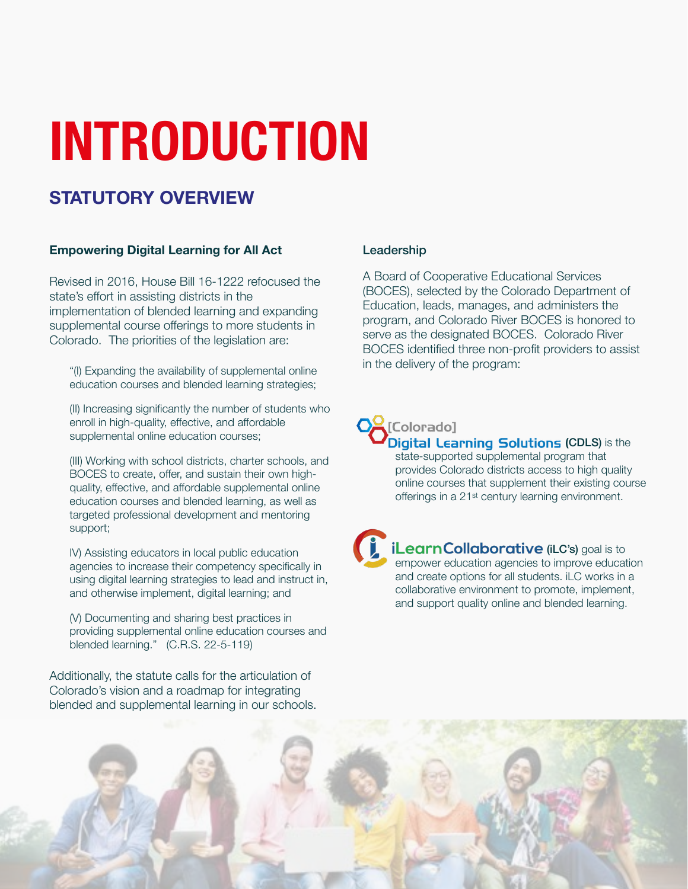# INTRODUCTION

## STATUTORY OVERVIEW

### Empowering Digital Learning for All Act

Revised in 2016, House Bill 16-1222 refocused the state's effort in assisting districts in the implementation of blended learning and expanding supplemental course offerings to more students in Colorado. The priorities of the legislation are:

> "(I) Expanding the availability of supplemental online education courses and blended learning strategies;
>
> (II) Increasing significantly the number of students who enroll in high-quality, effective, and affordable supplemental online education courses;
>
> (III) Working with school districts, charter schools, and BOCES to create, offer, and sustain their own high-quality, effective, and affordable supplemental online education courses and blended learning, as well as targeted professional development and mentoring support;
>
> IV) Assisting educators in local public education agencies to increase their competency specifically in using digital learning strategies to lead and instruct in, and otherwise implement, digital learning; and
>
> (V) Documenting and sharing best practices in providing supplemental online education courses and blended learning." (C.R.S. 22-5-119)

Additionally, the statute calls for the articulation of Colorado's vision and a roadmap for integrating blended and supplemental learning in our schools.

### Leadership

A Board of Cooperative Educational Services (BOCES), selected by the Colorado Department of Education, leads, manages, and administers the program, and Colorado River BOCES is honored to serve as the designated BOCES. Colorado River BOCES identified three non-profit providers to assist in the delivery of the program:

[Colorado] Digital Learning Solutions **(CDLS)** is the state-supported supplemental program that provides Colorado districts access to high quality online courses that supplement their existing course offerings in a 21st century learning environment.

iLearnCollaborative **(iLC's)** goal is to empower education agencies to improve education and create options for all students. iLC works in a collaborative environment to promote, implement, and support quality online and blended learning.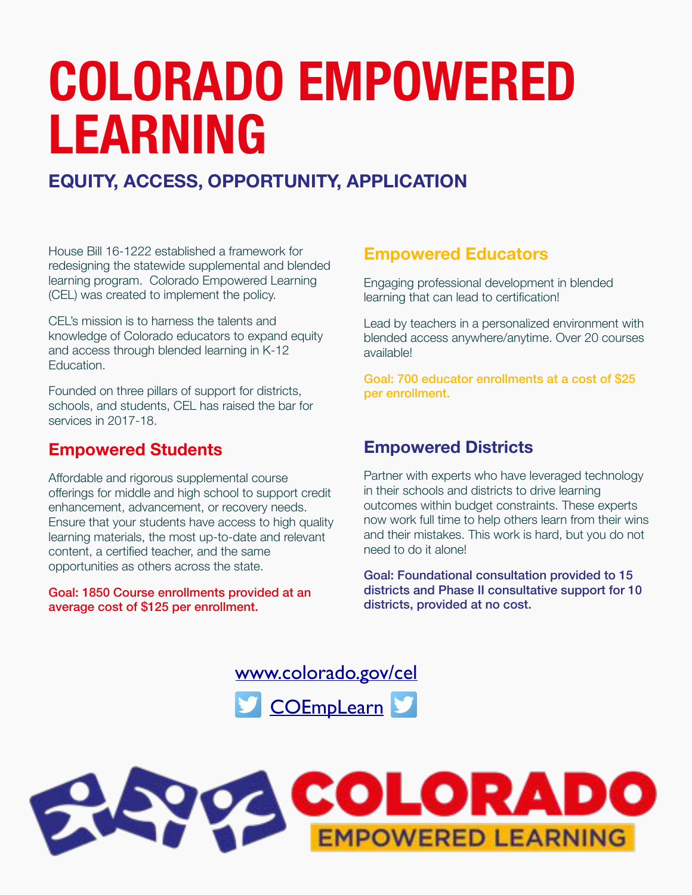# COLORADO EMPOWERED LEARNING

## EQUITY, ACCESS, OPPORTUNITY, APPLICATION

House Bill 16-1222 established a framework for redesigning the statewide supplemental and blended learning program. Colorado Empowered Learning (CEL) was created to implement the policy.

CEL's mission is to harness the talents and knowledge of Colorado educators to expand equity and access through blended learning in K-12 Education.

Founded on three pillars of support for districts, schools, and students, CEL has raised the bar for services in 2017-18.

### Empowered Students

Affordable and rigorous supplemental course offerings for middle and high school to support credit enhancement, advancement, or recovery needs. Ensure that your students have access to high quality learning materials, the most up-to-date and relevant content, a certified teacher, and the same opportunities as others across the state.

**Goal: 1850 Course enrollments provided at an average cost of $125 per enrollment.**

### Empowered Educators

Engaging professional development in blended learning that can lead to certification!

Lead by teachers in a personalized environment with blended access anywhere/anytime. Over 20 courses available!

**Goal: 700 educator enrollments at a cost of $25 per enrollment.**

### Empowered Districts

Partner with experts who have leveraged technology in their schools and districts to drive learning outcomes within budget constraints. These experts now work full time to help others learn from their wins and their mistakes. This work is hard, but you do not need to do it alone!

**Goal: Foundational consultation provided to 15 districts and Phase II consultative support for 10 districts, provided at no cost.**

www.colorado.gov/cel

COEmpLearn

COLORADO EMPOWERED LEARNING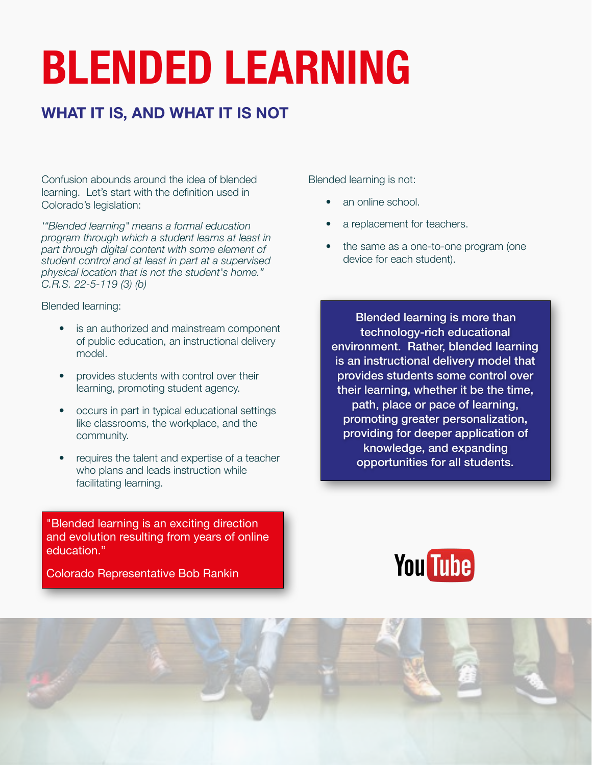# BLENDED LEARNING

## WHAT IT IS, AND WHAT IT IS NOT

Confusion abounds around the idea of blended learning. Let's start with the definition used in Colorado's legislation:

*'"Blended learning" means a formal education program through which a student learns at least in part through digital content with some element of student control and at least in part at a supervised physical location that is not the student's home." C.R.S. 22-5-119 (3) (b)*

Blended learning:

- is an authorized and mainstream component of public education, an instructional delivery model.
- provides students with control over their learning, promoting student agency.
- occurs in part in typical educational settings like classrooms, the workplace, and the community.
- requires the talent and expertise of a teacher who plans and leads instruction while facilitating learning.

"Blended learning is an exciting direction and evolution resulting from years of online education."

Colorado Representative Bob Rankin

Blended learning is not:

- an online school.
- a replacement for teachers.
- the same as a one-to-one program (one device for each student).

**Blended learning is more than technology-rich educational environment. Rather, blended learning is an instructional delivery model that provides students some control over their learning, whether it be the time, path, place or pace of learning, promoting greater personalization, providing for deeper application of knowledge, and expanding opportunities for all students.**

YouTube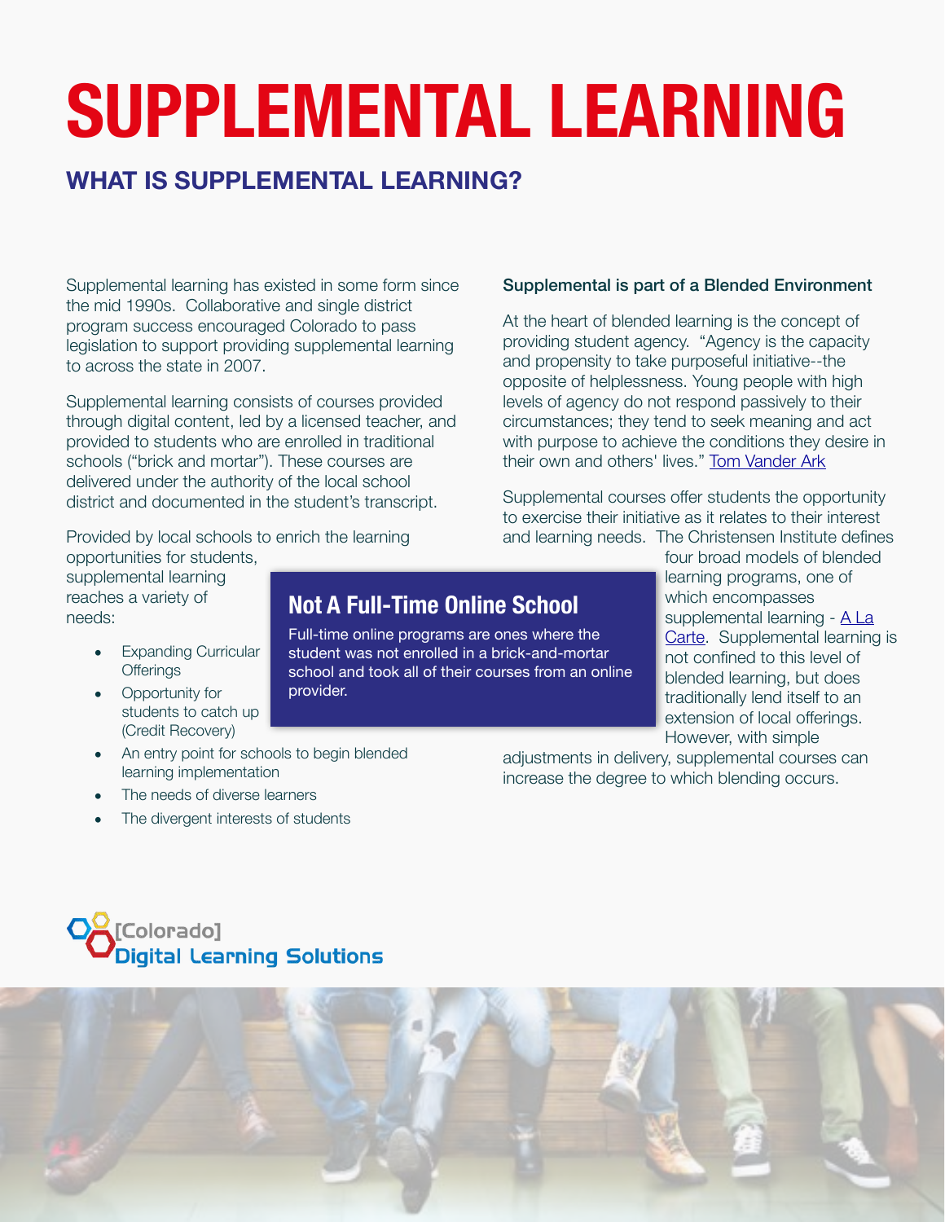# SUPPLEMENTAL LEARNING

## WHAT IS SUPPLEMENTAL LEARNING?

Supplemental learning has existed in some form since the mid 1990s. Collaborative and single district program success encouraged Colorado to pass legislation to support providing supplemental learning to across the state in 2007.

Supplemental learning consists of courses provided through digital content, led by a licensed teacher, and provided to students who are enrolled in traditional schools ("brick and mortar"). These courses are delivered under the authority of the local school district and documented in the student's transcript.

Provided by local schools to enrich the learning opportunities for students, supplemental learning reaches a variety of needs:

- Expanding Curricular Offerings
- Opportunity for students to catch up (Credit Recovery)
- An entry point for schools to begin blended learning implementation
- The needs of diverse learners
- The divergent interests of students

### Not A Full-Time Online School

Full-time online programs are ones where the student was not enrolled in a brick-and-mortar school and took all of their courses from an online provider.

**Supplemental is part of a Blended Environment**

At the heart of blended learning is the concept of providing student agency. "Agency is the capacity and propensity to take purposeful initiative--the opposite of helplessness. Young people with high levels of agency do not respond passively to their circumstances; they tend to seek meaning and act with purpose to achieve the conditions they desire in their own and others' lives." Tom Vander Ark

Supplemental courses offer students the opportunity to exercise their initiative as it relates to their interest and learning needs. The Christensen Institute defines four broad models of blended learning programs, one of which encompasses supplemental learning - A La Carte. Supplemental learning is not confined to this level of blended learning, but does traditionally lend itself to an extension of local offerings. However, with simple adjustments in delivery, supplemental courses can increase the degree to which blending occurs.

[Colorado] Digital Learning Solutions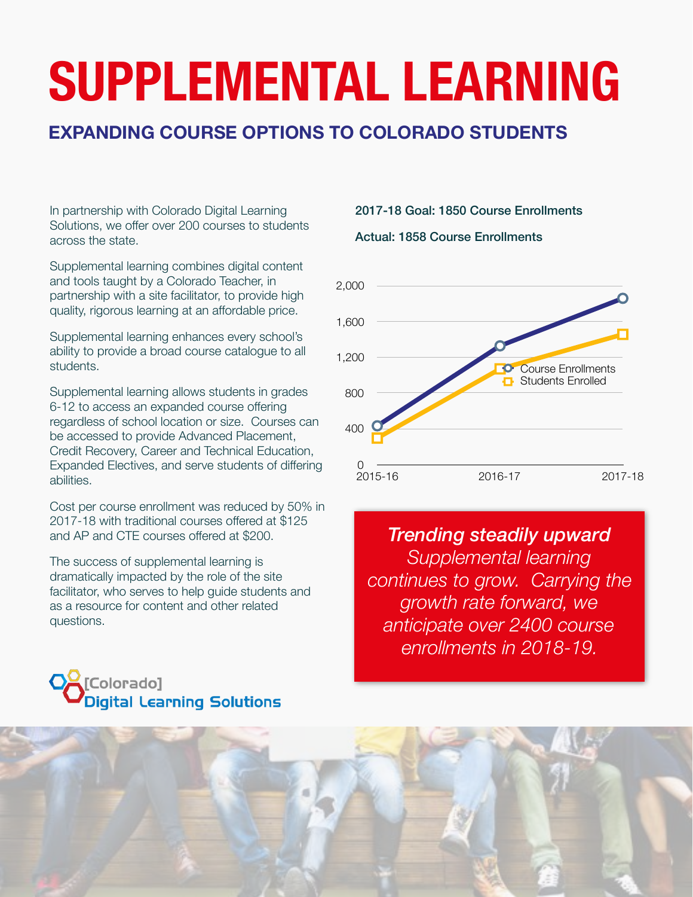# SUPPLEMENTAL LEARNING

## EXPANDING COURSE OPTIONS TO COLORADO STUDENTS

In partnership with Colorado Digital Learning Solutions, we offer over 200 courses to students across the state.

Supplemental learning combines digital content and tools taught by a Colorado Teacher, in partnership with a site facilitator, to provide high quality, rigorous learning at an affordable price.

Supplemental learning enhances every school's ability to provide a broad course catalogue to all students.

Supplemental learning allows students in grades 6-12 to access an expanded course offering regardless of school location or size. Courses can be accessed to provide Advanced Placement, Credit Recovery, Career and Technical Education, Expanded Electives, and serve students of differing abilities.

Cost per course enrollment was reduced by 50% in 2017-18 with traditional courses offered at $125 and AP and CTE courses offered at $200.

The success of supplemental learning is dramatically impacted by the role of the site facilitator, who serves to help guide students and as a resource for content and other related questions.

**2017-18 Goal: 1850 Course Enrollments**

**Actual: 1858 Course Enrollments**

***Trending steadily upward***

*Supplemental learning continues to grow. Carrying the growth rate forward, we anticipate over 2400 course enrollments in 2018-19.*

[Colorado] Digital Learning Solutions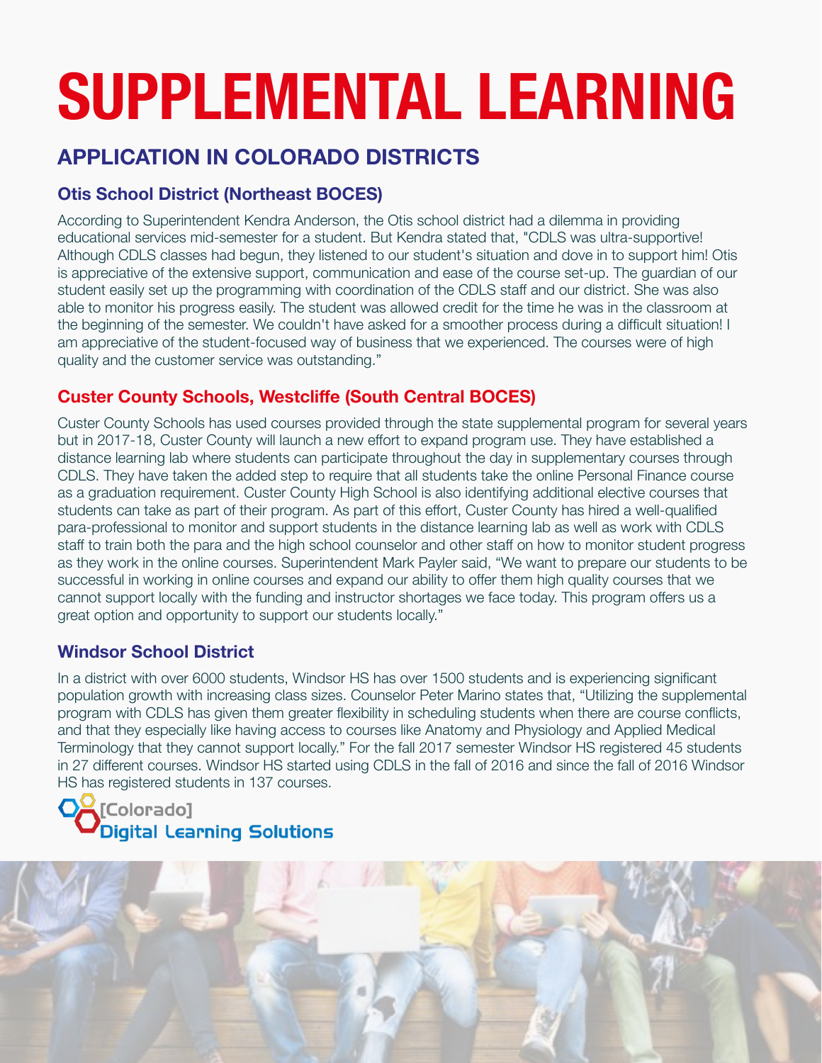# SUPPLEMENTAL LEARNING

## APPLICATION IN COLORADO DISTRICTS

### Otis School District (Northeast BOCES)

According to Superintendent Kendra Anderson, the Otis school district had a dilemma in providing educational services mid-semester for a student. But Kendra stated that, "CDLS was ultra-supportive! Although CDLS classes had begun, they listened to our student's situation and dove in to support him! Otis is appreciative of the extensive support, communication and ease of the course set-up. The guardian of our student easily set up the programming with coordination of the CDLS staff and our district. She was also able to monitor his progress easily. The student was allowed credit for the time he was in the classroom at the beginning of the semester. We couldn't have asked for a smoother process during a difficult situation! I am appreciative of the student-focused way of business that we experienced. The courses were of high quality and the customer service was outstanding."

### Custer County Schools, Westcliffe (South Central BOCES)

Custer County Schools has used courses provided through the state supplemental program for several years but in 2017-18, Custer County will launch a new effort to expand program use. They have established a distance learning lab where students can participate throughout the day in supplementary courses through CDLS. They have taken the added step to require that all students take the online Personal Finance course as a graduation requirement. Custer County High School is also identifying additional elective courses that students can take as part of their program. As part of this effort, Custer County has hired a well-qualified para-professional to monitor and support students in the distance learning lab as well as work with CDLS staff to train both the para and the high school counselor and other staff on how to monitor student progress as they work in the online courses. Superintendent Mark Payler said, "We want to prepare our students to be successful in working in online courses and expand our ability to offer them high quality courses that we cannot support locally with the funding and instructor shortages we face today. This program offers us a great option and opportunity to support our students locally."

### Windsor School District

In a district with over 6000 students, Windsor HS has over 1500 students and is experiencing significant population growth with increasing class sizes. Counselor Peter Marino states that, "Utilizing the supplemental program with CDLS has given them greater flexibility in scheduling students when there are course conflicts, and that they especially like having access to courses like Anatomy and Physiology and Applied Medical Terminology that they cannot support locally." For the fall 2017 semester Windsor HS registered 45 students in 27 different courses. Windsor HS started using CDLS in the fall of 2016 and since the fall of 2016 Windsor HS has registered students in 137 courses.

[Colorado] Digital Learning Solutions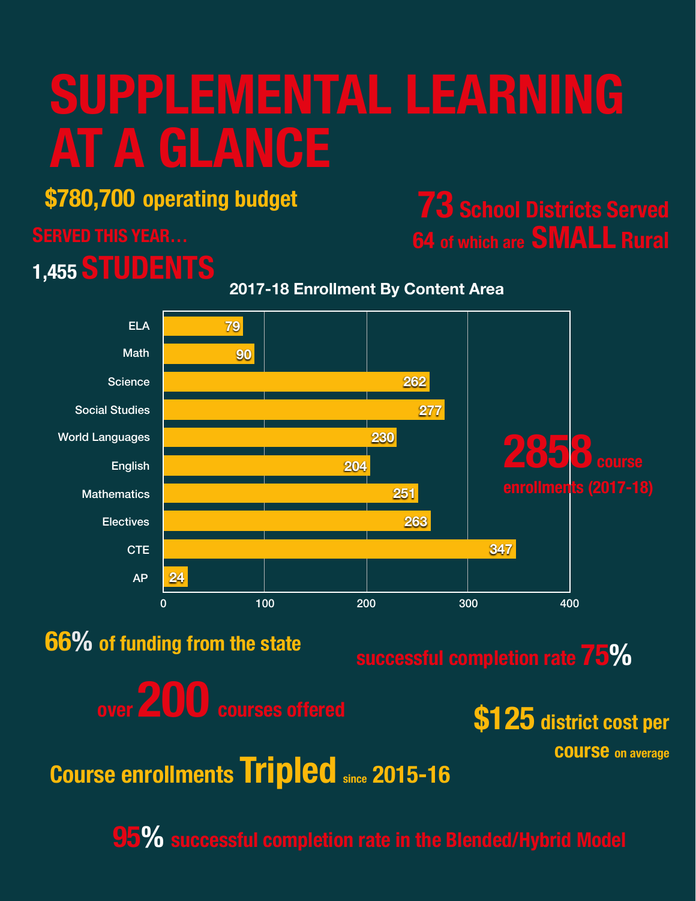# SUPPLEMENTAL LEARNING AT A GLANCE

**$780,700** operating budget

**73** School Districts Served
**64** of which are **SMALL** Rural

SERVED THIS YEAR…
**1,455 STUDENTS**

**2017-18 Enrollment By Content Area**

| Content Area | Enrollment |
|---|---|
| ELA | 79 |
| Math | 90 |
| Science | 262 |
| Social Studies | 277 |
| World Languages | 230 |
| English | 204 |
| Mathematics | 251 |
| Electives | 263 |
| CTE | 347 |
| AP | 24 |

**2858** course enrollments (2017-18)

**66%** of funding from the state

successful completion rate **75%**

over **200** courses offered

**$125** district cost per course on average

Course enrollments **Tripled** since **2015-16**

**95%** successful completion rate in the Blended/Hybrid Model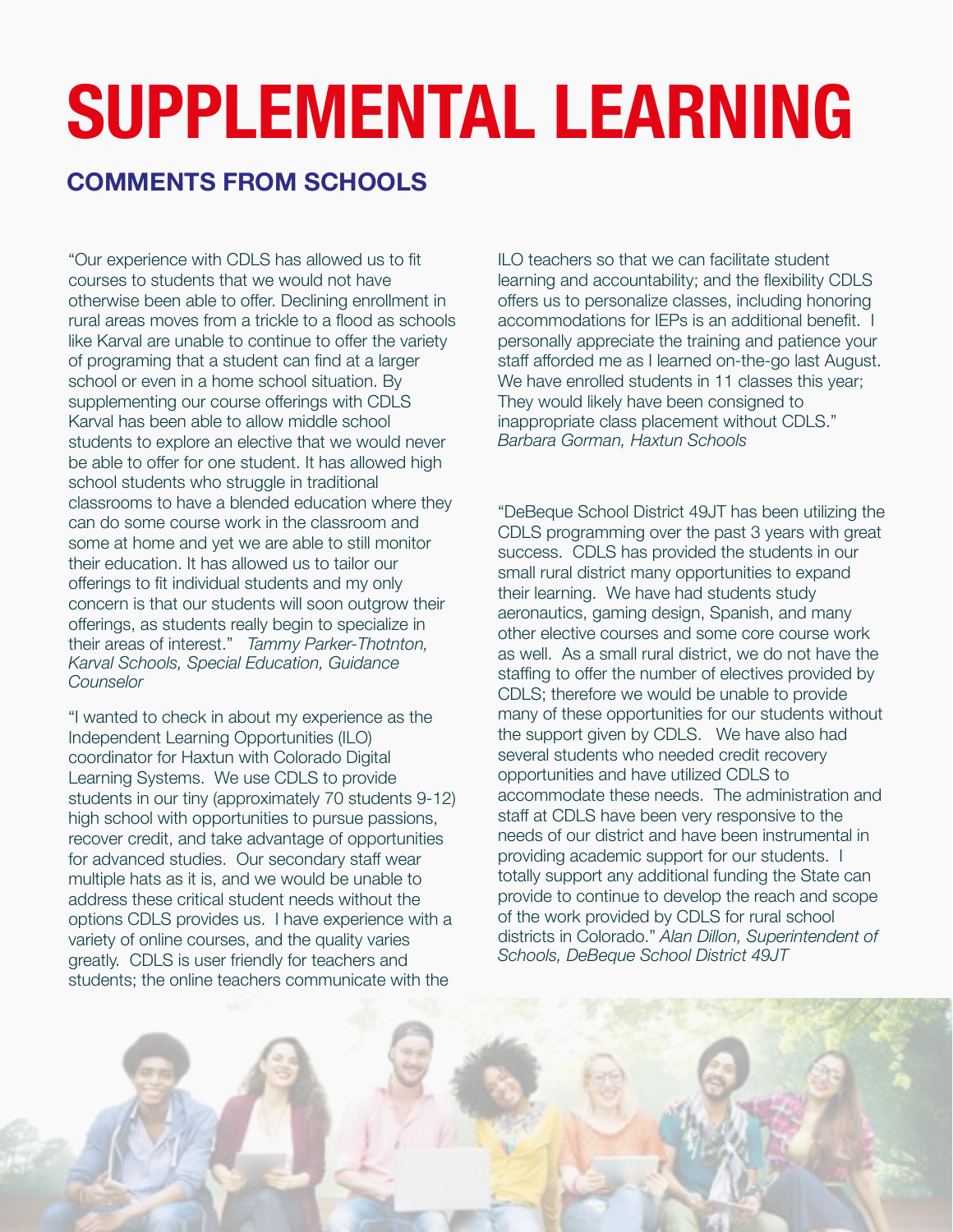# SUPPLEMENTAL LEARNING

## COMMENTS FROM SCHOOLS

"Our experience with CDLS has allowed us to fit courses to students that we would not have otherwise been able to offer. Declining enrollment in rural areas moves from a trickle to a flood as schools like Karval are unable to continue to offer the variety of programing that a student can find at a larger school or even in a home school situation. By supplementing our course offerings with CDLS Karval has been able to allow middle school students to explore an elective that we would never be able to offer for one student. It has allowed high school students who struggle in traditional classrooms to have a blended education where they can do some course work in the classroom and some at home and yet we are able to still monitor their education. It has allowed us to tailor our offerings to fit individual students and my only concern is that our students will soon outgrow their offerings, as students really begin to specialize in their areas of interest." *Tammy Parker-Thotnton, Karval Schools, Special Education, Guidance Counselor*

"I wanted to check in about my experience as the Independent Learning Opportunities (ILO) coordinator for Haxtun with Colorado Digital Learning Systems. We use CDLS to provide students in our tiny (approximately 70 students 9-12) high school with opportunities to pursue passions, recover credit, and take advantage of opportunities for advanced studies. Our secondary staff wear multiple hats as it is, and we would be unable to address these critical student needs without the options CDLS provides us. I have experience with a variety of online courses, and the quality varies greatly. CDLS is user friendly for teachers and students; the online teachers communicate with the ILO teachers so that we can facilitate student learning and accountability; and the flexibility CDLS offers us to personalize classes, including honoring accommodations for IEPs is an additional benefit. I personally appreciate the training and patience your staff afforded me as I learned on-the-go last August. We have enrolled students in 11 classes this year; They would likely have been consigned to inappropriate class placement without CDLS." *Barbara Gorman, Haxtun Schools*

"DeBeque School District 49JT has been utilizing the CDLS programming over the past 3 years with great success. CDLS has provided the students in our small rural district many opportunities to expand their learning. We have had students study aeronautics, gaming design, Spanish, and many other elective courses and some core course work as well. As a small rural district, we do not have the staffing to offer the number of electives provided by CDLS; therefore we would be unable to provide many of these opportunities for our students without the support given by CDLS. We have also had several students who needed credit recovery opportunities and have utilized CDLS to accommodate these needs. The administration and staff at CDLS have been very responsive to the needs of our district and have been instrumental in providing academic support for our students. I totally support any additional funding the State can provide to continue to develop the reach and scope of the work provided by CDLS for rural school districts in Colorado." *Alan Dillon, Superintendent of Schools, DeBeque School District 49JT*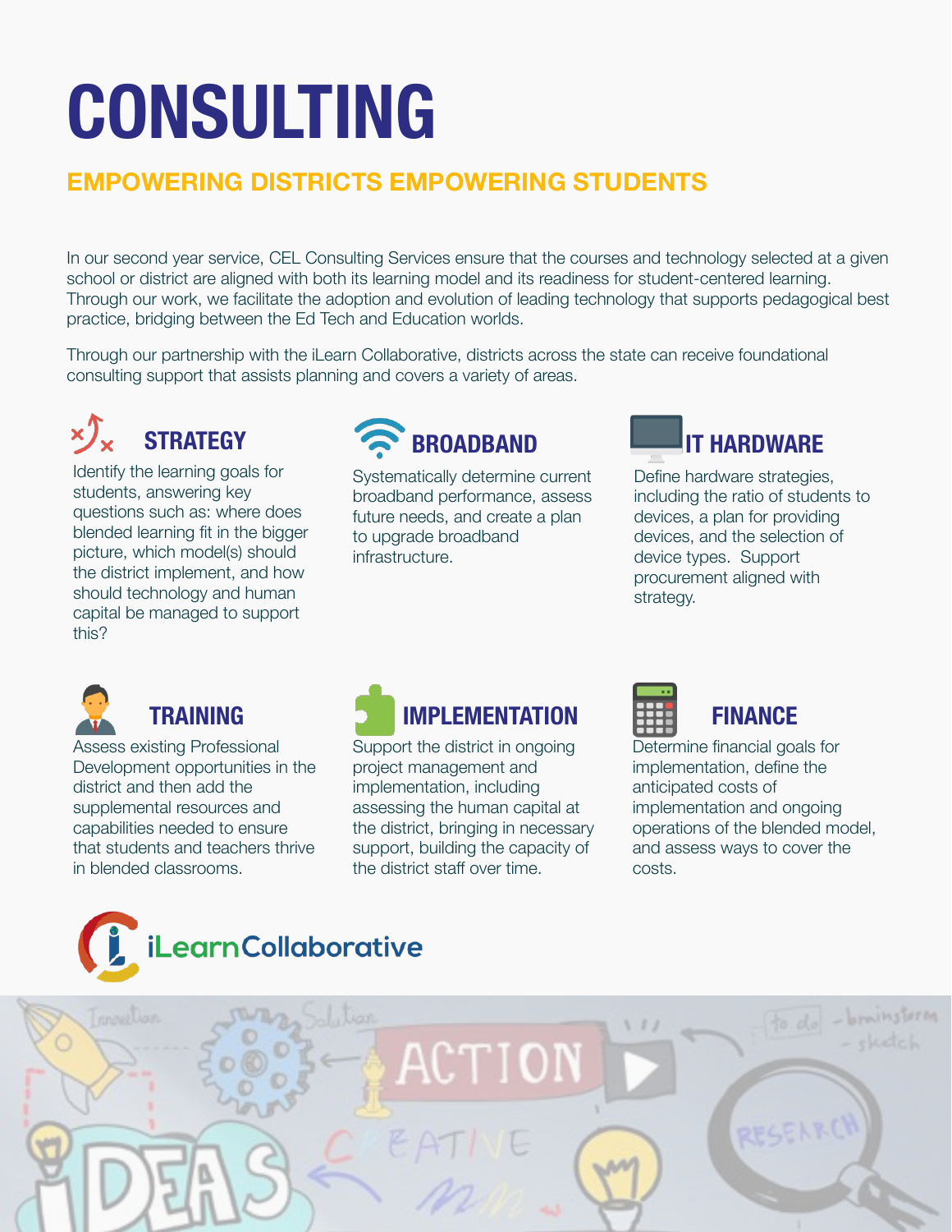# CONSULTING

## EMPOWERING DISTRICTS EMPOWERING STUDENTS

In our second year service, CEL Consulting Services ensure that the courses and technology selected at a given school or district are aligned with both its learning model and its readiness for student-centered learning. Through our work, we facilitate the adoption and evolution of leading technology that supports pedagogical best practice, bridging between the Ed Tech and Education worlds.

Through our partnership with the iLearn Collaborative, districts across the state can receive foundational consulting support that assists planning and covers a variety of areas.

### STRATEGY

Identify the learning goals for students, answering key questions such as: where does blended learning fit in the bigger picture, which model(s) should the district implement, and how should technology and human capital be managed to support this?

### BROADBAND

Systematically determine current broadband performance, assess future needs, and create a plan to upgrade broadband infrastructure.

### IT HARDWARE

Define hardware strategies, including the ratio of students to devices, a plan for providing devices, and the selection of device types. Support procurement aligned with strategy.

### TRAINING

Assess existing Professional Development opportunities in the district and then add the supplemental resources and capabilities needed to ensure that students and teachers thrive in blended classrooms.

### IMPLEMENTATION

Support the district in ongoing project management and implementation, including assessing the human capital at the district, bringing in necessary support, building the capacity of the district staff over time.

### FINANCE

Determine financial goals for implementation, define the anticipated costs of implementation and ongoing operations of the blended model, and assess ways to cover the costs.

iLearnCollaborative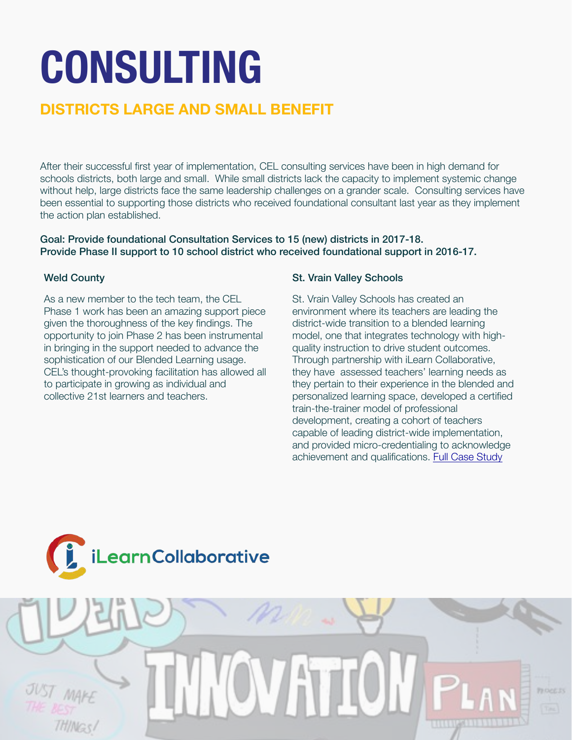# CONSULTING

## DISTRICTS LARGE AND SMALL BENEFIT

After their successful first year of implementation, CEL consulting services have been in high demand for schools districts, both large and small. While small districts lack the capacity to implement systemic change without help, large districts face the same leadership challenges on a grander scale. Consulting services have been essential to supporting those districts who received foundational consultant last year as they implement the action plan established.

**Goal: Provide foundational Consultation Services to 15 (new) districts in 2017-18.**
**Provide Phase II support to 10 school district who received foundational support in 2016-17.**

### Weld County

As a new member to the tech team, the CEL Phase 1 work has been an amazing support piece given the thoroughness of the key findings. The opportunity to join Phase 2 has been instrumental in bringing in the support needed to advance the sophistication of our Blended Learning usage. CEL's thought-provoking facilitation has allowed all to participate in growing as individual and collective 21st learners and teachers.

### St. Vrain Valley Schools

St. Vrain Valley Schools has created an environment where its teachers are leading the district-wide transition to a blended learning model, one that integrates technology with high-quality instruction to drive student outcomes. Through partnership with iLearn Collaborative, they have assessed teachers' learning needs as they pertain to their experience in the blended and personalized learning space, developed a certified train-the-trainer model of professional development, creating a cohort of teachers capable of leading district-wide implementation, and provided micro-credentialing to acknowledge achievement and qualifications. Full Case Study

iLearnCollaborative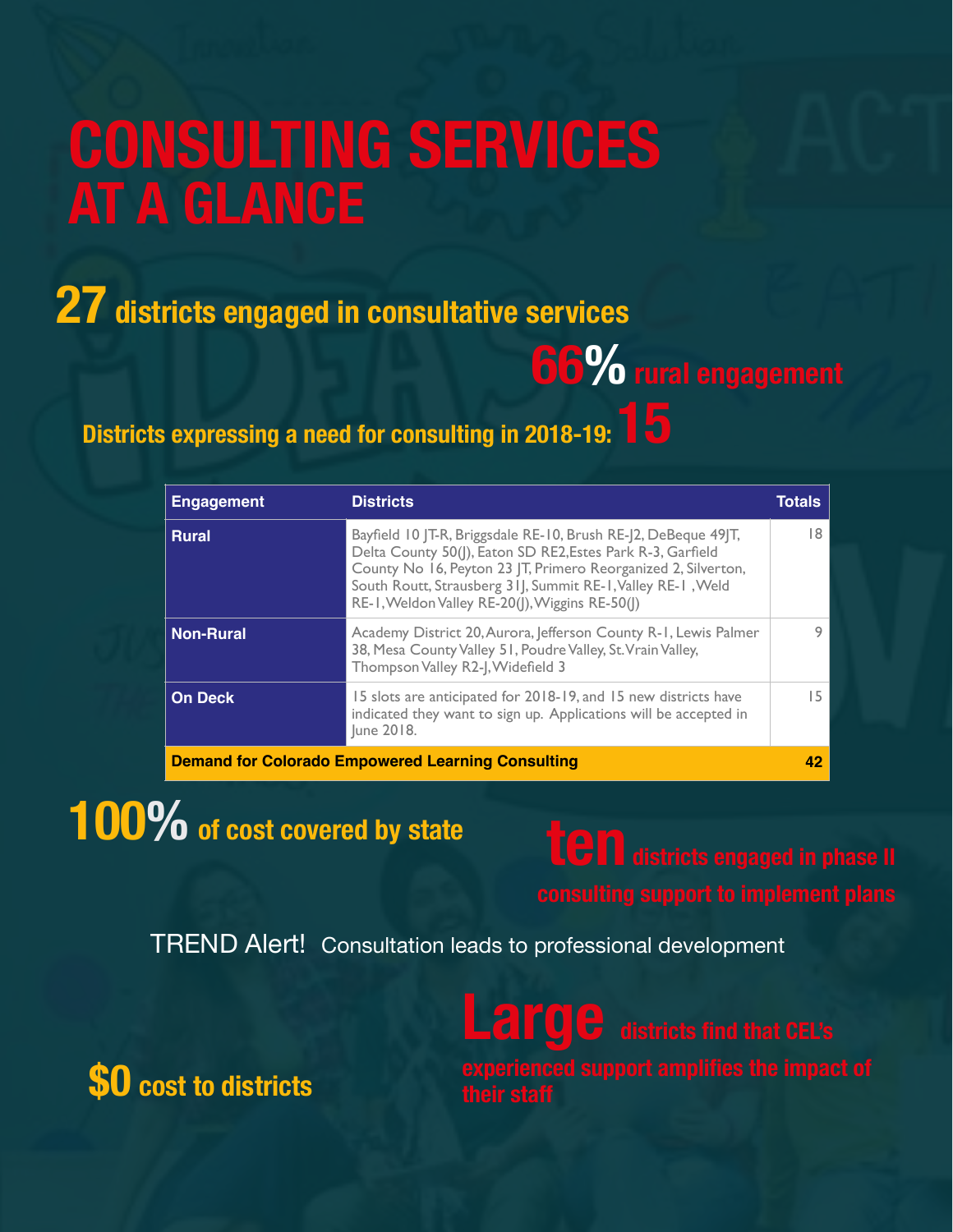# CONSULTING SERVICES AT A GLANCE

**27** districts engaged in consultative services

**66%** rural engagement

Districts expressing a need for consulting in 2018-19: **15**

| Engagement | Districts | Totals |
|---|---|---|
| **Rural** | Bayfield 10 JT-R, Briggsdale RE-10, Brush RE-J2, DeBeque 49JT, Delta County 50(J), Eaton SD RE2,Estes Park R-3, Garfield County No 16, Peyton 23 JT, Primero Reorganized 2, Silverton, South Routt, Strausberg 31J, Summit RE-1,Valley RE-1 ,Weld RE-1,Weldon Valley RE-20(J),Wiggins RE-50(J) | 18 |
| **Non-Rural** | Academy District 20,Aurora, Jefferson County R-1, Lewis Palmer 38, Mesa County Valley 51, Poudre Valley, St. Vrain Valley, Thompson Valley R2-J,Widefield 3 | 9 |
| **On Deck** | 15 slots are anticipated for 2018-19, and 15 new districts have indicated they want to sign up. Applications will be accepted in June 2018. | 15 |
| **Demand for Colorado Empowered Learning Consulting** | | **42** |

**100%** of cost covered by state

**ten** districts engaged in phase II consulting support to implement plans

TREND Alert! Consultation leads to professional development

**Large** districts find that CEL's experienced support amplifies the impact of their staff

**$0** cost to districts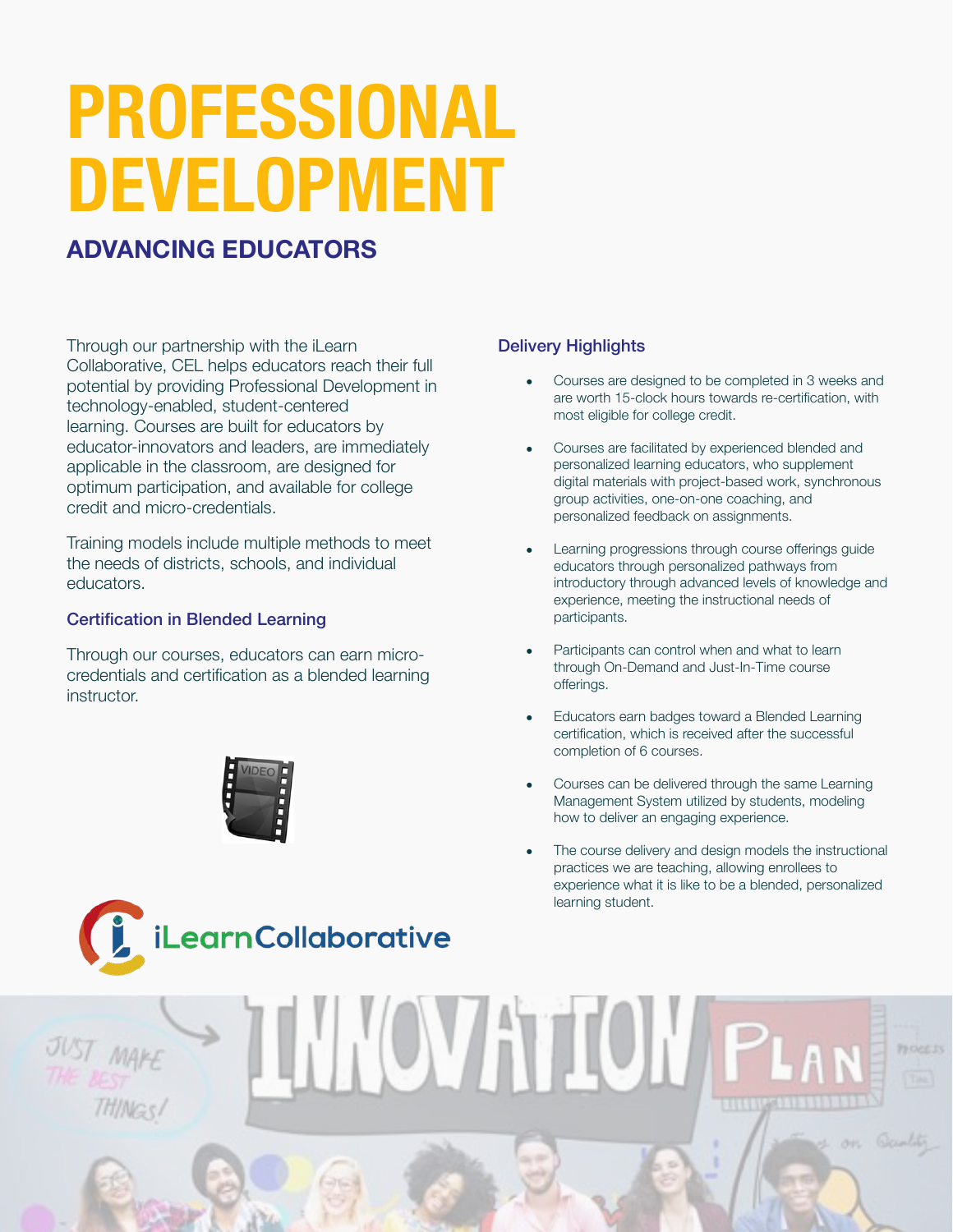# PROFESSIONAL DEVELOPMENT

## ADVANCING EDUCATORS

Through our partnership with the iLearn Collaborative, CEL helps educators reach their full potential by providing Professional Development in technology-enabled, student-centered learning. Courses are built for educators by educator-innovators and leaders, are immediately applicable in the classroom, are designed for optimum participation, and available for college credit and micro-credentials.

Training models include multiple methods to meet the needs of districts, schools, and individual educators.

### Certification in Blended Learning

Through our courses, educators can earn micro-credentials and certification as a blended learning instructor.

### Delivery Highlights

- Courses are designed to be completed in 3 weeks and are worth 15-clock hours towards re-certification, with most eligible for college credit.
- Courses are facilitated by experienced blended and personalized learning educators, who supplement digital materials with project-based work, synchronous group activities, one-on-one coaching, and personalized feedback on assignments.
- Learning progressions through course offerings guide educators through personalized pathways from introductory through advanced levels of knowledge and experience, meeting the instructional needs of participants.
- Participants can control when and what to learn through On-Demand and Just-In-Time course offerings.
- Educators earn badges toward a Blended Learning certification, which is received after the successful completion of 6 courses.
- Courses can be delivered through the same Learning Management System utilized by students, modeling how to deliver an engaging experience.
- The course delivery and design models the instructional practices we are teaching, allowing enrollees to experience what it is like to be a blended, personalized learning student.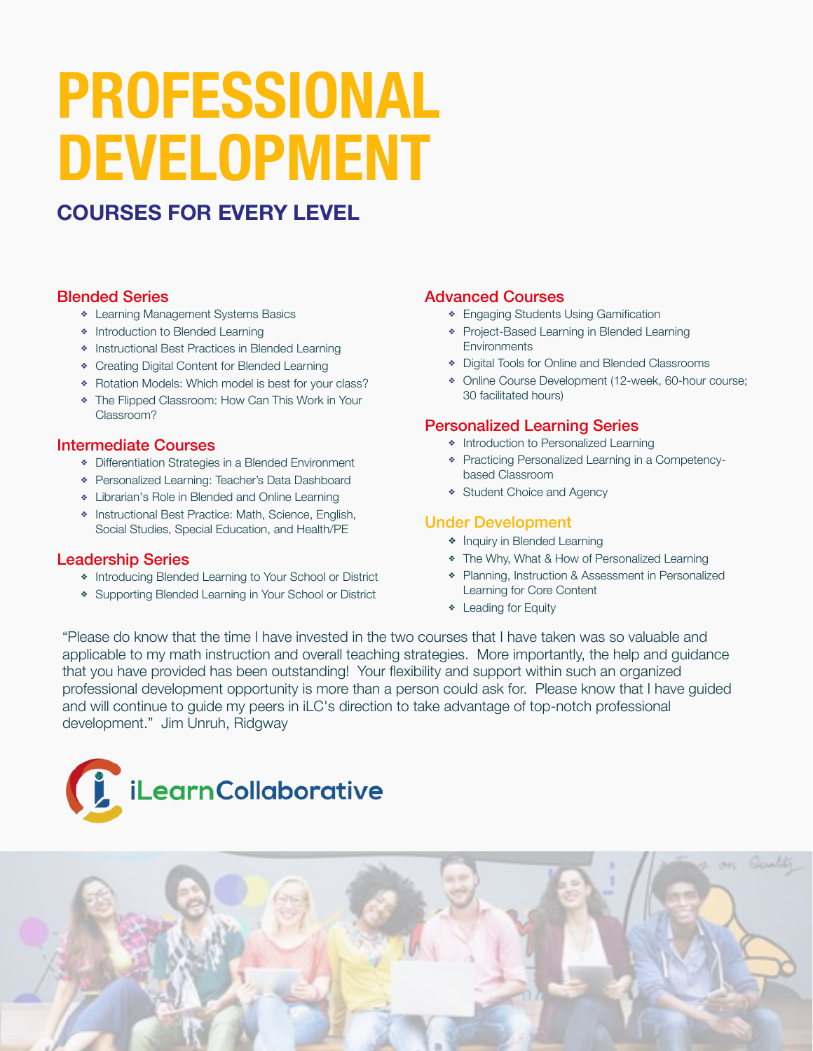# PROFESSIONAL DEVELOPMENT

## COURSES FOR EVERY LEVEL

### Blended Series

- Learning Management Systems Basics
- Introduction to Blended Learning
- Instructional Best Practices in Blended Learning
- Creating Digital Content for Blended Learning
- Rotation Models: Which model is best for your class?
- The Flipped Classroom: How Can This Work in Your Classroom?

### Intermediate Courses

- Differentiation Strategies in a Blended Environment
- Personalized Learning: Teacher's Data Dashboard
- Librarian's Role in Blended and Online Learning
- Instructional Best Practice: Math, Science, English, Social Studies, Special Education, and Health/PE

### Leadership Series

- Introducing Blended Learning to Your School or District
- Supporting Blended Learning in Your School or District

### Advanced Courses

- Engaging Students Using Gamification
- Project-Based Learning in Blended Learning Environments
- Digital Tools for Online and Blended Classrooms
- Online Course Development (12-week, 60-hour course; 30 facilitated hours)

### Personalized Learning Series

- Introduction to Personalized Learning
- Practicing Personalized Learning in a Competency-based Classroom
- Student Choice and Agency

### Under Development

- Inquiry in Blended Learning
- The Why, What & How of Personalized Learning
- Planning, Instruction & Assessment in Personalized Learning for Core Content
- Leading for Equity

"Please do know that the time I have invested in the two courses that I have taken was so valuable and applicable to my math instruction and overall teaching strategies. More importantly, the help and guidance that you have provided has been outstanding! Your flexibility and support within such an organized professional development opportunity is more than a person could ask for. Please know that I have guided and will continue to guide my peers in iLC's direction to take advantage of top-notch professional development." Jim Unruh, Ridgway

iLearnCollaborative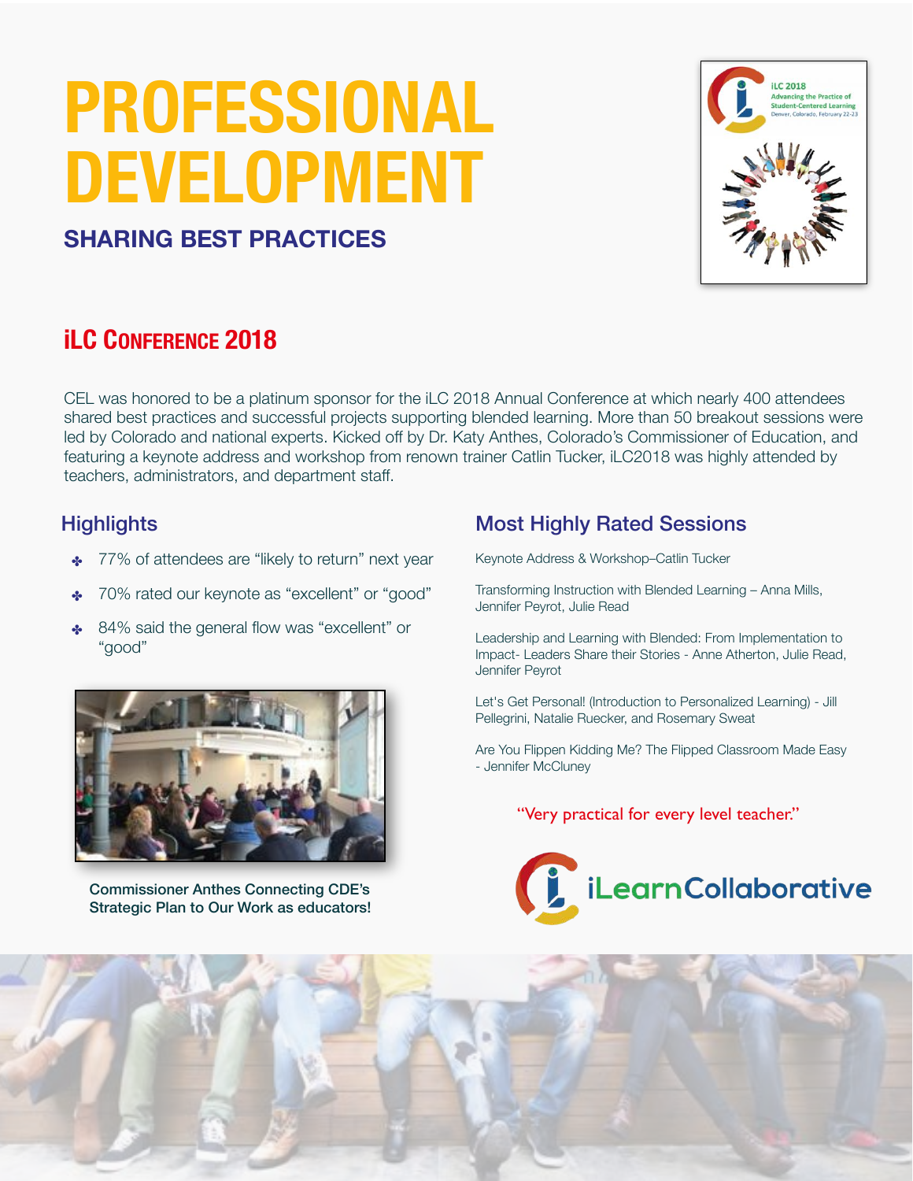# PROFESSIONAL DEVELOPMENT

### SHARING BEST PRACTICES

## iLC Conference 2018

CEL was honored to be a platinum sponsor for the iLC 2018 Annual Conference at which nearly 400 attendees shared best practices and successful projects supporting blended learning. More than 50 breakout sessions were led by Colorado and national experts. Kicked off by Dr. Katy Anthes, Colorado's Commissioner of Education, and featuring a keynote address and workshop from renown trainer Catlin Tucker, iLC2018 was highly attended by teachers, administrators, and department staff.

### Highlights

- 77% of attendees are "likely to return" next year
- 70% rated our keynote as "excellent" or "good"
- 84% said the general flow was "excellent" or "good"

Commissioner Anthes Connecting CDE's Strategic Plan to Our Work as educators!

### Most Highly Rated Sessions

Keynote Address & Workshop–Catlin Tucker

Transforming Instruction with Blended Learning – Anna Mills, Jennifer Peyrot, Julie Read

Leadership and Learning with Blended: From Implementation to Impact- Leaders Share their Stories - Anne Atherton, Julie Read, Jennifer Peyrot

Let's Get Personal! (Introduction to Personalized Learning) - Jill Pellegrini, Natalie Ruecker, and Rosemary Sweat

Are You Flippen Kidding Me? The Flipped Classroom Made Easy - Jennifer McCluney

"Very practical for every level teacher."

iLearnCollaborative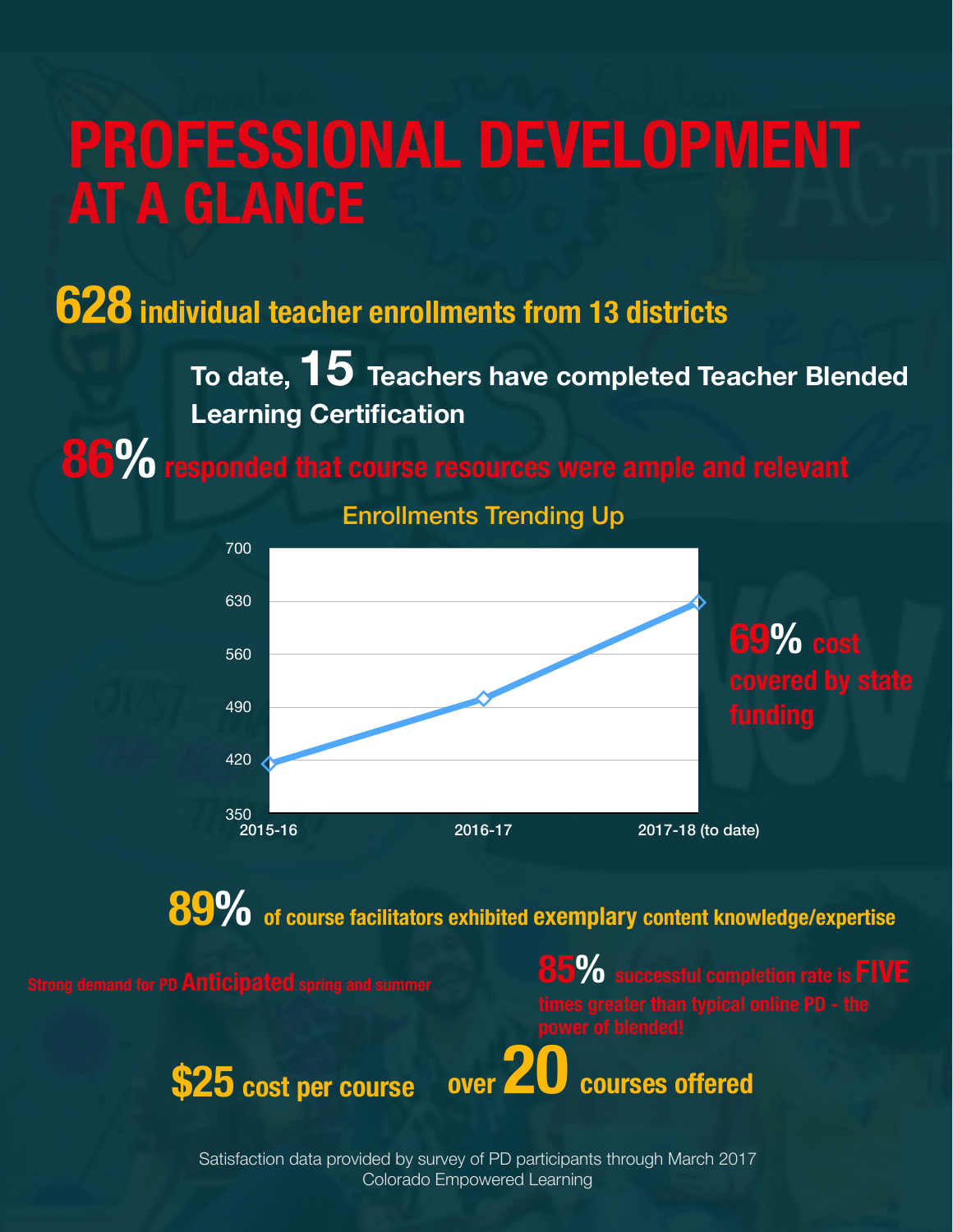# PROFESSIONAL DEVELOPMENT AT A GLANCE

**628** individual teacher enrollments from 13 districts

To date, **15** Teachers have completed Teacher Blended Learning Certification

**86%** responded that course resources were ample and relevant

**Enrollments Trending Up**

| Year | Enrollments |
| --- | --- |
| 2015-16 | ~415 |
| 2016-17 | ~503 |
| 2017-18 (to date) | ~628 |

**69%** cost covered by state funding

**89%** of course facilitators exhibited **exemplary** content knowledge/expertise

Strong demand for PD **Anticipated** spring and summer

**85%** successful completion rate is **FIVE** times greater than typical online PD - the power of blended!

**$25** cost per course

over **20** courses offered

Satisfaction data provided by survey of PD participants through March 2017
Colorado Empowered Learning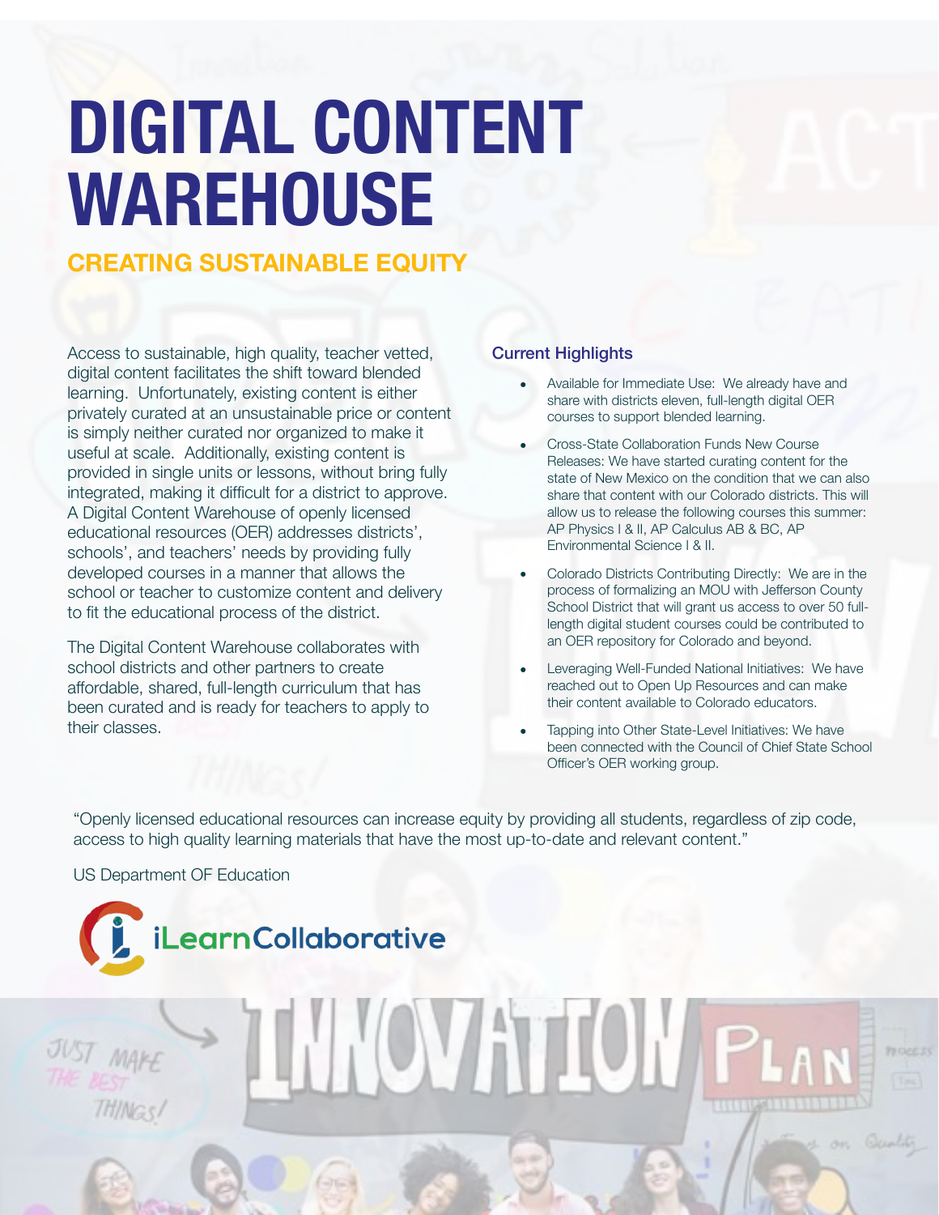# DIGITAL CONTENT WAREHOUSE

## CREATING SUSTAINABLE EQUITY

Access to sustainable, high quality, teacher vetted, digital content facilitates the shift toward blended learning. Unfortunately, existing content is either privately curated at an unsustainable price or content is simply neither curated nor organized to make it useful at scale. Additionally, existing content is provided in single units or lessons, without bring fully integrated, making it difficult for a district to approve. A Digital Content Warehouse of openly licensed educational resources (OER) addresses districts', schools', and teachers' needs by providing fully developed courses in a manner that allows the school or teacher to customize content and delivery to fit the educational process of the district.

The Digital Content Warehouse collaborates with school districts and other partners to create affordable, shared, full-length curriculum that has been curated and is ready for teachers to apply to their classes.

### Current Highlights

- Available for Immediate Use: We already have and share with districts eleven, full-length digital OER courses to support blended learning.
- Cross-State Collaboration Funds New Course Releases: We have started curating content for the state of New Mexico on the condition that we can also share that content with our Colorado districts. This will allow us to release the following courses this summer: AP Physics I & II, AP Calculus AB & BC, AP Environmental Science I & II.
- Colorado Districts Contributing Directly: We are in the process of formalizing an MOU with Jefferson County School District that will grant us access to over 50 full-length digital student courses could be contributed to an OER repository for Colorado and beyond.
- Leveraging Well-Funded National Initiatives: We have reached out to Open Up Resources and can make their content available to Colorado educators.
- Tapping into Other State-Level Initiatives: We have been connected with the Council of Chief State School Officer's OER working group.

"Openly licensed educational resources can increase equity by providing all students, regardless of zip code, access to high quality learning materials that have the most up-to-date and relevant content."

US Department OF Education

iLearnCollaborative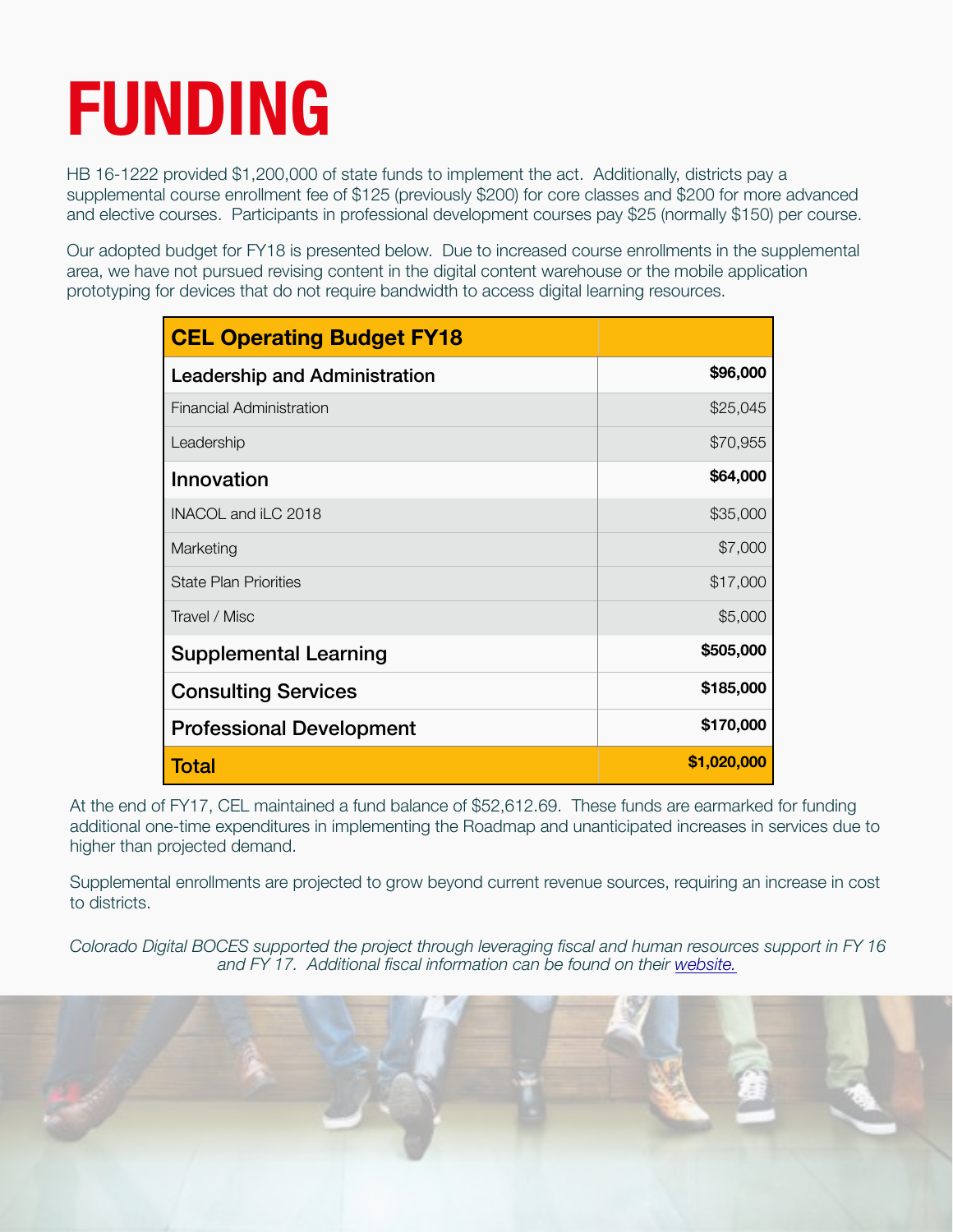# FUNDING

HB 16-1222 provided $1,200,000 of state funds to implement the act. Additionally, districts pay a supplemental course enrollment fee of $125 (previously $200) for core classes and $200 for more advanced and elective courses. Participants in professional development courses pay $25 (normally $150) per course.

Our adopted budget for FY18 is presented below. Due to increased course enrollments in the supplemental area, we have not pursued revising content in the digital content warehouse or the mobile application prototyping for devices that do not require bandwidth to access digital learning resources.

| CEL Operating Budget FY18 | |
|---|---:|
| **Leadership and Administration** | **$96,000** |
| Financial Administration | $25,045 |
| Leadership | $70,955 |
| **Innovation** | **$64,000** |
| INACOL and iLC 2018 | $35,000 |
| Marketing | $7,000 |
| State Plan Priorities | $17,000 |
| Travel / Misc | $5,000 |
| **Supplemental Learning** | **$505,000** |
| **Consulting Services** | **$185,000** |
| **Professional Development** | **$170,000** |
| **Total** | **$1,020,000** |

At the end of FY17, CEL maintained a fund balance of $52,612.69. These funds are earmarked for funding additional one-time expenditures in implementing the Roadmap and unanticipated increases in services due to higher than projected demand.

Supplemental enrollments are projected to grow beyond current revenue sources, requiring an increase in cost to districts.

*Colorado Digital BOCES supported the project through leveraging fiscal and human resources support in FY 16 and FY 17. Additional fiscal information can be found on their website.*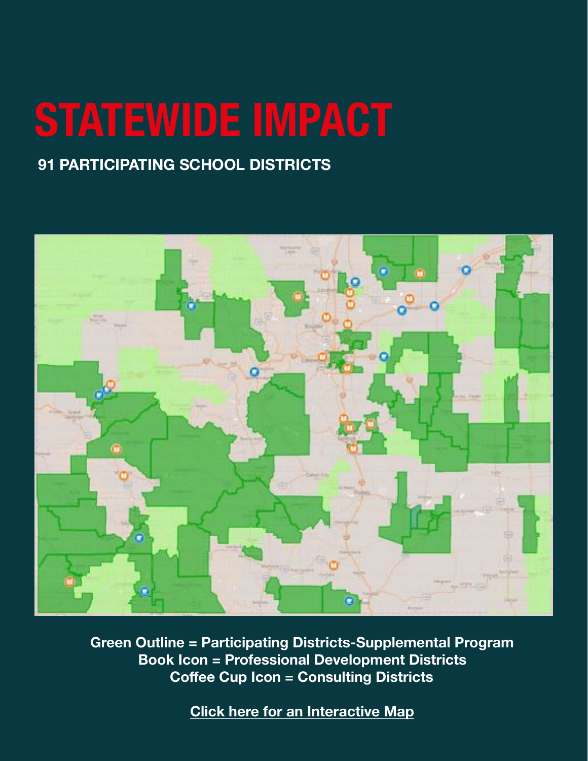# STATEWIDE IMPACT

**91 PARTICIPATING SCHOOL DISTRICTS**

**Green Outline = Participating Districts-Supplemental Program**
**Book Icon = Professional Development Districts**
**Coffee Cup Icon = Consulting Districts**

**Click here for an Interactive Map**